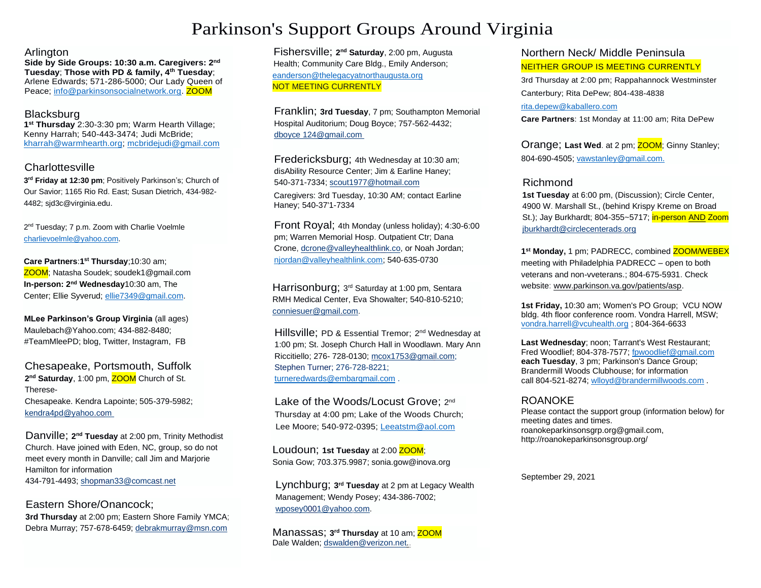# Parkinson's Support Groups Around Virginia

## Arlington

**Side by Side Groups: 10:30 a.m. Caregivers: 2nd Tuesday**; **Those with PD & family, 4th Tuesday**; Arlene Edwards; 571-286-5000; Our Lady Queen of Peace; info@parkinsonsocialnetwork.org. ZOOM

## Blacksburg

**1st Thursday** 2:30-3:30 pm; Warm Hearth Village; Kenny Harrah; 540-443-3474; Judi McBride; kharrah@warmhearth.org; mcbridejudi@gmail.com

## Charlottesville

**3rd Friday at 12:30 pm**; Positively Parkinson's; Church of Our Savior; 1165 Rio Rd. East; Susan Dietrich, 434-982-4482; sjd3c@virginia.edu.

2nd Tuesday; 7 p.m. Zoom with Charlie Voelmle charlievoelmle@yahoo.com.

**Care Partners**:**1st Thursday**;10:30 am; ZOOM; Natasha Soudek; soudek1@gmail.com
**In-person: 2nd Wednesday**10:30 am, The Center; Ellie Syverud; ellie7349@gmail.com.

**MLee Parkinson's Group Virginia** (all ages) Maulebach@Yahoo.com; 434-882-8480; #TeamMleePD; blog, Twitter, Instagram, FB

## Chesapeake, Portsmouth, Suffolk

**2nd Saturday**, 1:00 pm, ZOOM Church of St. Therese-Chesapeake. Kendra Lapointe; 505-379-5982; kendra4pd@yahoo.com

## Danville;

**2nd Tuesday** at 2:00 pm, Trinity Methodist Church. Have joined with Eden, NC, group, so do not meet every month in Danville; call Jim and Marjorie Hamilton for information 434-791-4493; shopman33@comcast.net

## Eastern Shore/Onancock;

**3rd Thursday** at 2:00 pm; Eastern Shore Family YMCA; Debra Murray; 757-678-6459; debrakmurray@msn.com

## Fishersville;

**2nd Saturday**, 2:00 pm, Augusta Health; Community Care Bldg., Emily Anderson; eanderson@thelegacyatnorthaugusta.org
NOT MEETING CURRENTLY

## Franklin;

**3rd Tuesday**, 7 pm; Southampton Memorial Hospital Auditorium; Doug Boyce; 757-562-4432; dboyce 124@gmail.com

## Fredericksburg;

4th Wednesday at 10:30 am; disAbility Resource Center; Jim & Earline Haney; 540-371-7334; scout1977@hotmail.com
Caregivers: 3rd Tuesday, 10:30 AM; contact Earline Haney; 540-37'1-7334

## Front Royal;

4th Monday (unless holiday); 4:30-6:00 pm; Warren Memorial Hosp. Outpatient Ctr; Dana Crone, dcrone@valleyhealthlink.co, or Noah Jordan; njordan@valleyhealthlink.com; 540-635-0730

## Harrisonburg;

3rd Saturday at 1:00 pm, Sentara RMH Medical Center, Eva Showalter; 540-810-5210; conniesuer@gmail.com.

## Hillsville;

PD & Essential Tremor; 2nd Wednesday at 1:00 pm; St. Joseph Church Hall in Woodlawn. Mary Ann Riccitiello; 276- 728-0130; mcox1753@gmail.com; Stephen Turner; 276-728-8221; turneredwards@embarqmail.com .

## Lake of the Woods/Locust Grove;

2nd Thursday at 4:00 pm; Lake of the Woods Church; Lee Moore; 540-972-0395; Leeatstm@aol.com

## Loudoun;

**1st Tuesday** at 2:00 ZOOM; Sonia Gow; 703.375.9987; sonia.gow@inova.org

## Lynchburg;

**3rd Tuesday** at 2 pm at Legacy Wealth Management; Wendy Posey; 434-386-7002; wposey0001@yahoo.com.

## Manassas;

**3rd Thursday** at 10 am; ZOOM
Dale Walden; dswalden@verizon.net.

## Northern Neck/ Middle Peninsula

NEITHER GROUP IS MEETING CURRENTLY

3rd Thursday at 2:00 pm; Rappahannock Westminster Canterbury; Rita DePew; 804-438-4838 rita.depew@kaballero.com
**Care Partners**: 1st Monday at 11:00 am; Rita DePew

## Orange;

**Last Wed**. at 2 pm; ZOOM; Ginny Stanley; 804-690-4505; vawstanley@gmail.com.

## Richmond

**1st Tuesday** at 6:00 pm, (Discussion); Circle Center, 4900 W. Marshall St., (behind Krispy Kreme on Broad St.); Jay Burkhardt; 804-355~5717; in-person AND Zoom jburkhardt@circlecenterads.org

**1st Monday,** 1 pm; PADRECC, combined ZOOM/WEBEX meeting with Philadelphia PADRECC – open to both veterans and non-vveterans.; 804-675-5931. Check website: www.parkinson.va.gov/patients/asp.

**1st Friday,** 10:30 am; Women's PO Group; VCU NOW bldg. 4th floor conference room. Vondra Harrell, MSW; vondra.harrell@vcuhealth.org ; 804-364-6633

**Last Wednesday**; noon; Tarrant's West Restaurant; Fred Woodlief; 804-378-7577; fpwoodlief@gmail.com
**each Tuesday**, 3 pm; Parkinson's Dance Group; Brandermill Woods Clubhouse; for information call 804-521-8274; wlloyd@brandermillwoods.com .

## ROANOKE

Please contact the support group (information below) for meeting dates and times.
roanokeparkinsonsgrp.org@gmail.com,
http://roanokeparkinsonsgroup.org/

September 29, 2021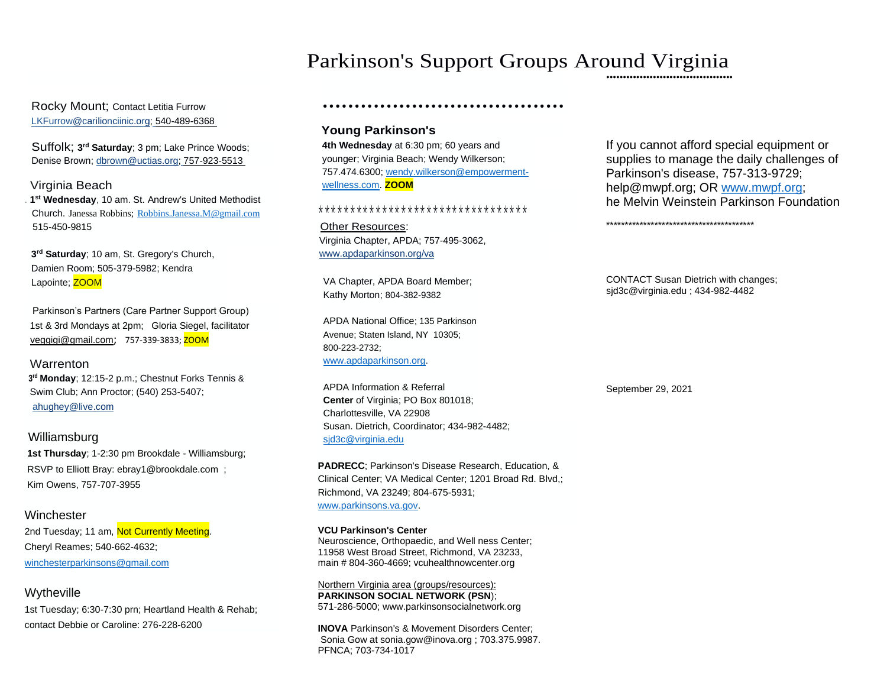# Parkinson's Support Groups Around Virginia

Rocky Mount; Contact Letitia Furrow
LKFurrow@carilionciinic.org; 540-489-6368

Suffolk; **3rd Saturday**; 3 pm; Lake Prince Woods; Denise Brown; dbrown@uctias.org; 757-923-5513

Virginia Beach

**1st Wednesday**, 10 am. St. Andrew's United Methodist Church. Janessa Robbins; Robbins.Janessa.M@gmail.com 515-450-9815

**3rd Saturday**; 10 am, St. Gregory's Church, Damien Room; 505-379-5982; Kendra Lapointe; ZOOM

Parkinson's Partners (Care Partner Support Group) 1st & 3rd Mondays at 2pm; Gloria Siegel, facilitator veggigi@gmail.com; 757-339-3833; ZOOM

Warrenton

**3rd Monday**; 12:15-2 p.m.; Chestnut Forks Tennis & Swim Club; Ann Proctor; (540) 253-5407; ahughey@live.com

Williamsburg

**1st Thursday**; 1-2:30 pm Brookdale - Williamsburg; RSVP to Elliott Bray: ebray1@brookdale.com ; Kim Owens, 757-707-3955

Winchester

2nd Tuesday; 11 am, Not Currently Meeting. Cheryl Reames; 540-662-4632; winchesterparkinsons@gmail.com

Wytheville

1st Tuesday; 6:30-7:30 prn; Heartland Health & Rehab; contact Debbie or Caroline: 276-228-6200

•••••••••••••••••••••••••••••••••••••

**Young Parkinson's**

**4th Wednesday** at 6:30 pm; 60 years and younger; Virginia Beach; Wendy Wilkerson; 757.474.6300; wendy.wilkerson@empowerment-wellness.com. **ZOOM**

********************************

Other Resources:

Virginia Chapter, APDA; 757-495-3062, www.apdaparkinson.org/va

VA Chapter, APDA Board Member; Kathy Morton; 804-382-9382

APDA National Office; 135 Parkinson Avenue; Staten Island, NY 10305; 800-223-2732; www.apdaparkinson.org.

APDA Information & Referral **Center** of Virginia; PO Box 801018; Charlottesville, VA 22908 Susan. Dietrich, Coordinator; 434-982-4482; sjd3c@virginia.edu

**PADRECC**; Parkinson's Disease Research, Education, & Clinical Center; VA Medical Center; 1201 Broad Rd. Blvd,; Richmond, VA 23249; 804-675-5931; www.parkinsons.va.gov.

**VCU Parkinson's Center**
Neuroscience, Orthopaedic, and Well ness Center; 11958 West Broad Street, Richmond, VA 23233, main # 804-360-4669; vcuhealthnowcenter.org

Northern Virginia area (groups/resources):
**PARKINSON SOCIAL NETWORK (PSN)**; 571-286-5000; www.parkinsonsocialnetwork.org

**INOVA** Parkinson's & Movement Disorders Center; Sonia Gow at sonia.gow@inova.org ; 703.375.9987. PFNCA; 703-734-1017

If you cannot afford special equipment or supplies to manage the daily challenges of Parkinson's disease, 757-313-9729; help@mwpf.org; OR www.mwpf.org; he Melvin Weinstein Parkinson Foundation

******************************************

CONTACT Susan Dietrich with changes; sjd3c@virginia.edu ; 434-982-4482

September 29, 2021